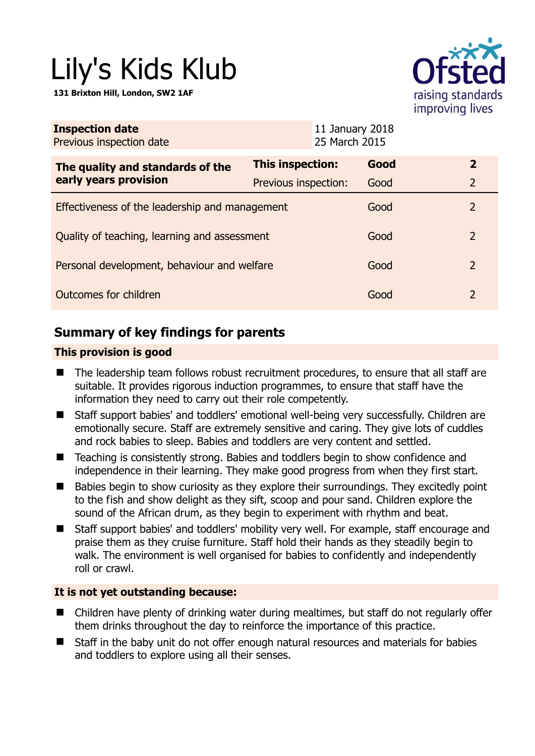# Lily's Kids Klub

**131 Brixton Hill, London, SW2 1AF**

| **Inspection date** | 11 January 2018 |
|---|---|
| Previous inspection date | 25 March 2015 |

| **The quality and standards of the early years provision** | **This inspection:** | **Good** | **2** |
|---|---|---|---|
| | Previous inspection: | Good | 2 |
| Effectiveness of the leadership and management | | Good | 2 |
| Quality of teaching, learning and assessment | | Good | 2 |
| Personal development, behaviour and welfare | | Good | 2 |
| Outcomes for children | | Good | 2 |

## Summary of key findings for parents

### This provision is good

- The leadership team follows robust recruitment procedures, to ensure that all staff are suitable. It provides rigorous induction programmes, to ensure that staff have the information they need to carry out their role competently.
- Staff support babies' and toddlers' emotional well-being very successfully. Children are emotionally secure. Staff are extremely sensitive and caring. They give lots of cuddles and rock babies to sleep. Babies and toddlers are very content and settled.
- Teaching is consistently strong. Babies and toddlers begin to show confidence and independence in their learning. They make good progress from when they first start.
- Babies begin to show curiosity as they explore their surroundings. They excitedly point to the fish and show delight as they sift, scoop and pour sand. Children explore the sound of the African drum, as they begin to experiment with rhythm and beat.
- Staff support babies' and toddlers' mobility very well. For example, staff encourage and praise them as they cruise furniture. Staff hold their hands as they steadily begin to walk. The environment is well organised for babies to confidently and independently roll or crawl.

### It is not yet outstanding because:

- Children have plenty of drinking water during mealtimes, but staff do not regularly offer them drinks throughout the day to reinforce the importance of this practice.
- Staff in the baby unit do not offer enough natural resources and materials for babies and toddlers to explore using all their senses.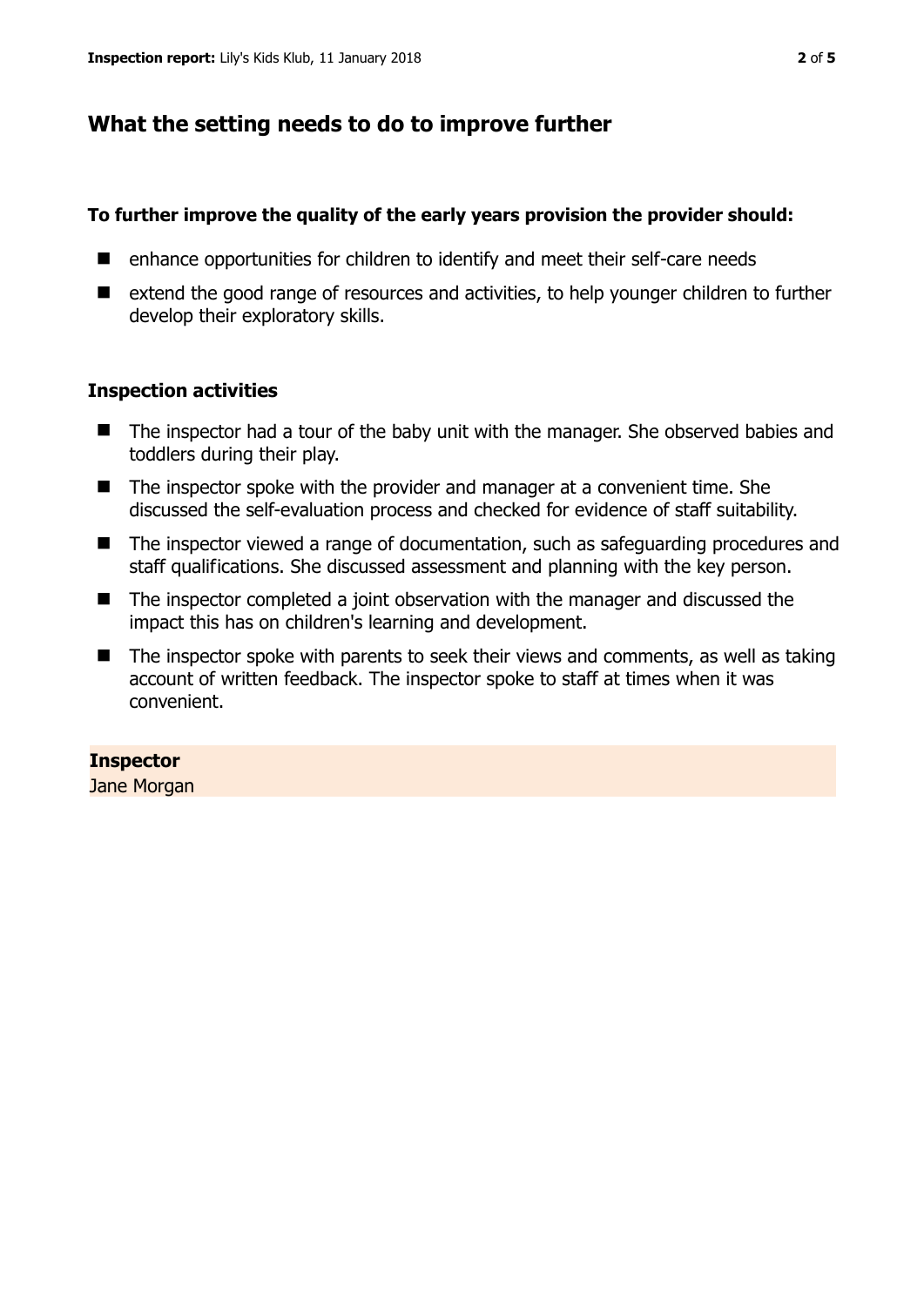## What the setting needs to do to improve further

**To further improve the quality of the early years provision the provider should:**

- enhance opportunities for children to identify and meet their self-care needs
- extend the good range of resources and activities, to help younger children to further develop their exploratory skills.

### Inspection activities

- The inspector had a tour of the baby unit with the manager. She observed babies and toddlers during their play.
- The inspector spoke with the provider and manager at a convenient time. She discussed the self-evaluation process and checked for evidence of staff suitability.
- The inspector viewed a range of documentation, such as safeguarding procedures and staff qualifications. She discussed assessment and planning with the key person.
- The inspector completed a joint observation with the manager and discussed the impact this has on children's learning and development.
- The inspector spoke with parents to seek their views and comments, as well as taking account of written feedback. The inspector spoke to staff at times when it was convenient.

**Inspector**
Jane Morgan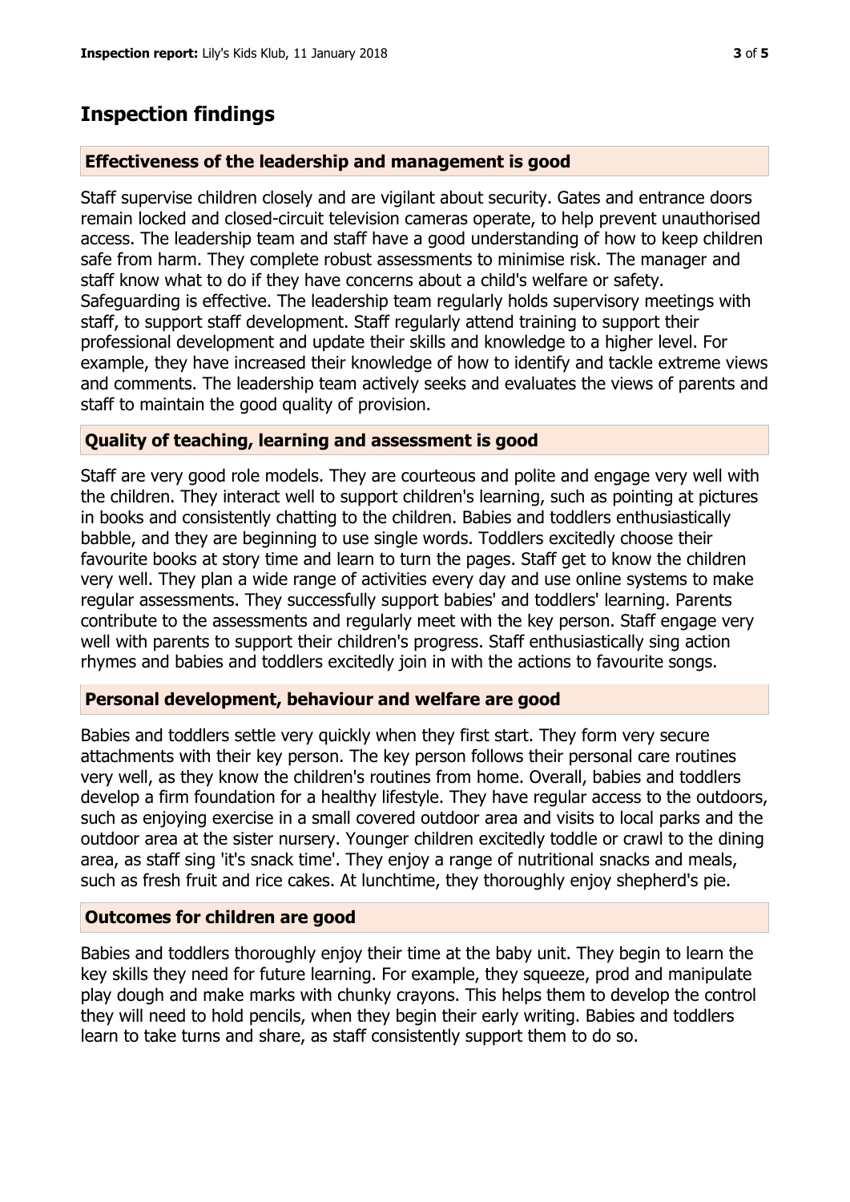## Inspection findings

### Effectiveness of the leadership and management is good

Staff supervise children closely and are vigilant about security. Gates and entrance doors remain locked and closed-circuit television cameras operate, to help prevent unauthorised access. The leadership team and staff have a good understanding of how to keep children safe from harm. They complete robust assessments to minimise risk. The manager and staff know what to do if they have concerns about a child's welfare or safety. Safeguarding is effective. The leadership team regularly holds supervisory meetings with staff, to support staff development. Staff regularly attend training to support their professional development and update their skills and knowledge to a higher level. For example, they have increased their knowledge of how to identify and tackle extreme views and comments. The leadership team actively seeks and evaluates the views of parents and staff to maintain the good quality of provision.

### Quality of teaching, learning and assessment is good

Staff are very good role models. They are courteous and polite and engage very well with the children. They interact well to support children's learning, such as pointing at pictures in books and consistently chatting to the children. Babies and toddlers enthusiastically babble, and they are beginning to use single words. Toddlers excitedly choose their favourite books at story time and learn to turn the pages. Staff get to know the children very well. They plan a wide range of activities every day and use online systems to make regular assessments. They successfully support babies' and toddlers' learning. Parents contribute to the assessments and regularly meet with the key person. Staff engage very well with parents to support their children's progress. Staff enthusiastically sing action rhymes and babies and toddlers excitedly join in with the actions to favourite songs.

### Personal development, behaviour and welfare are good

Babies and toddlers settle very quickly when they first start. They form very secure attachments with their key person. The key person follows their personal care routines very well, as they know the children's routines from home. Overall, babies and toddlers develop a firm foundation for a healthy lifestyle. They have regular access to the outdoors, such as enjoying exercise in a small covered outdoor area and visits to local parks and the outdoor area at the sister nursery. Younger children excitedly toddle or crawl to the dining area, as staff sing 'it's snack time'. They enjoy a range of nutritional snacks and meals, such as fresh fruit and rice cakes. At lunchtime, they thoroughly enjoy shepherd's pie.

### Outcomes for children are good

Babies and toddlers thoroughly enjoy their time at the baby unit. They begin to learn the key skills they need for future learning. For example, they squeeze, prod and manipulate play dough and make marks with chunky crayons. This helps them to develop the control they will need to hold pencils, when they begin their early writing. Babies and toddlers learn to take turns and share, as staff consistently support them to do so.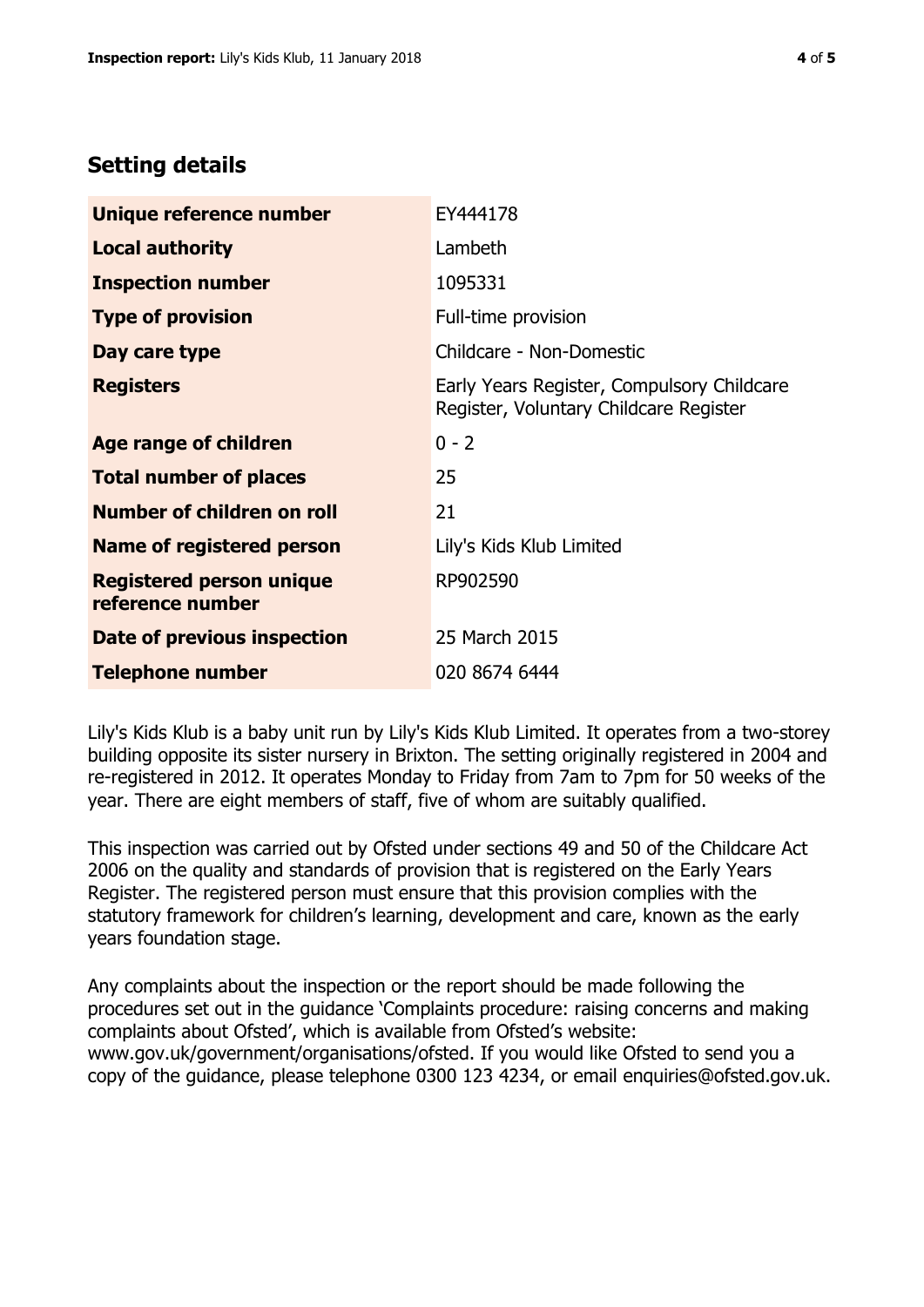## Setting details

| | |
|---|---|
| **Unique reference number** | EY444178 |
| **Local authority** | Lambeth |
| **Inspection number** | 1095331 |
| **Type of provision** | Full-time provision |
| **Day care type** | Childcare - Non-Domestic |
| **Registers** | Early Years Register, Compulsory Childcare Register, Voluntary Childcare Register |
| **Age range of children** | 0 - 2 |
| **Total number of places** | 25 |
| **Number of children on roll** | 21 |
| **Name of registered person** | Lily's Kids Klub Limited |
| **Registered person unique reference number** | RP902590 |
| **Date of previous inspection** | 25 March 2015 |
| **Telephone number** | 020 8674 6444 |

Lily's Kids Klub is a baby unit run by Lily's Kids Klub Limited. It operates from a two-storey building opposite its sister nursery in Brixton. The setting originally registered in 2004 and re-registered in 2012. It operates Monday to Friday from 7am to 7pm for 50 weeks of the year. There are eight members of staff, five of whom are suitably qualified.

This inspection was carried out by Ofsted under sections 49 and 50 of the Childcare Act 2006 on the quality and standards of provision that is registered on the Early Years Register. The registered person must ensure that this provision complies with the statutory framework for children's learning, development and care, known as the early years foundation stage.

Any complaints about the inspection or the report should be made following the procedures set out in the guidance 'Complaints procedure: raising concerns and making complaints about Ofsted', which is available from Ofsted's website: www.gov.uk/government/organisations/ofsted. If you would like Ofsted to send you a copy of the guidance, please telephone 0300 123 4234, or email enquiries@ofsted.gov.uk.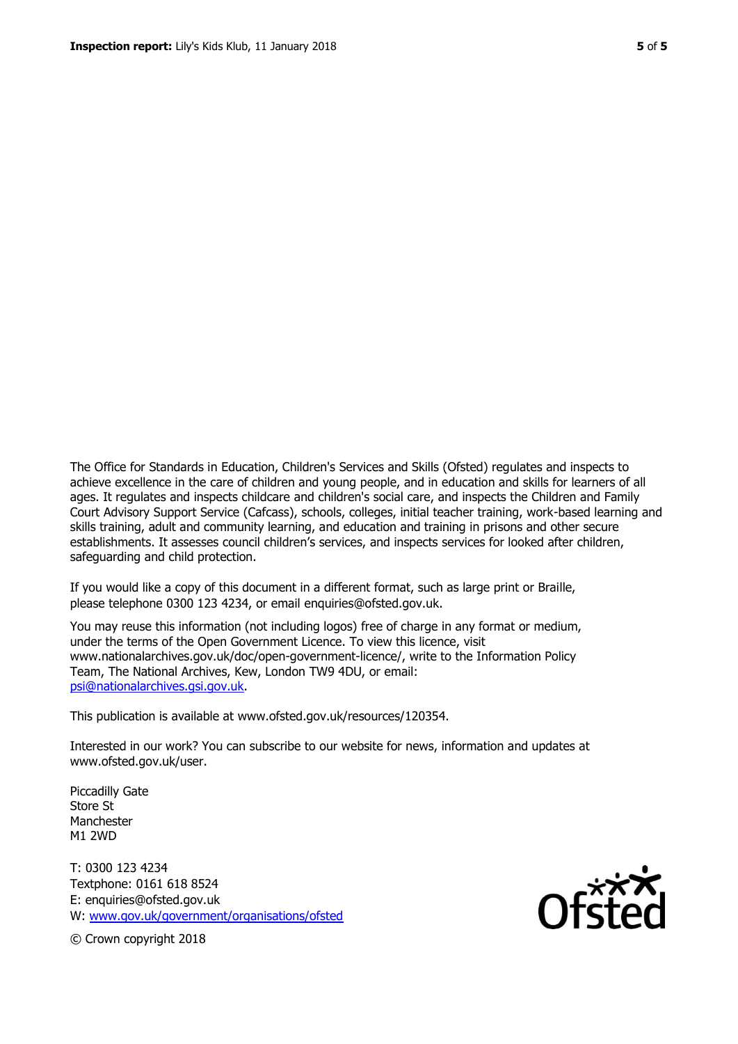The Office for Standards in Education, Children's Services and Skills (Ofsted) regulates and inspects to achieve excellence in the care of children and young people, and in education and skills for learners of all ages. It regulates and inspects childcare and children's social care, and inspects the Children and Family Court Advisory Support Service (Cafcass), schools, colleges, initial teacher training, work-based learning and skills training, adult and community learning, and education and training in prisons and other secure establishments. It assesses council children's services, and inspects services for looked after children, safeguarding and child protection.

If you would like a copy of this document in a different format, such as large print or Braille, please telephone 0300 123 4234, or email enquiries@ofsted.gov.uk.

You may reuse this information (not including logos) free of charge in any format or medium, under the terms of the Open Government Licence. To view this licence, visit www.nationalarchives.gov.uk/doc/open-government-licence/, write to the Information Policy Team, The National Archives, Kew, London TW9 4DU, or email: psi@nationalarchives.gsi.gov.uk.

This publication is available at www.ofsted.gov.uk/resources/120354.

Interested in our work? You can subscribe to our website for news, information and updates at www.ofsted.gov.uk/user.

Piccadilly Gate
Store St
Manchester
M1 2WD

T: 0300 123 4234
Textphone: 0161 618 8524
E: enquiries@ofsted.gov.uk
W: www.gov.uk/government/organisations/ofsted

© Crown copyright 2018